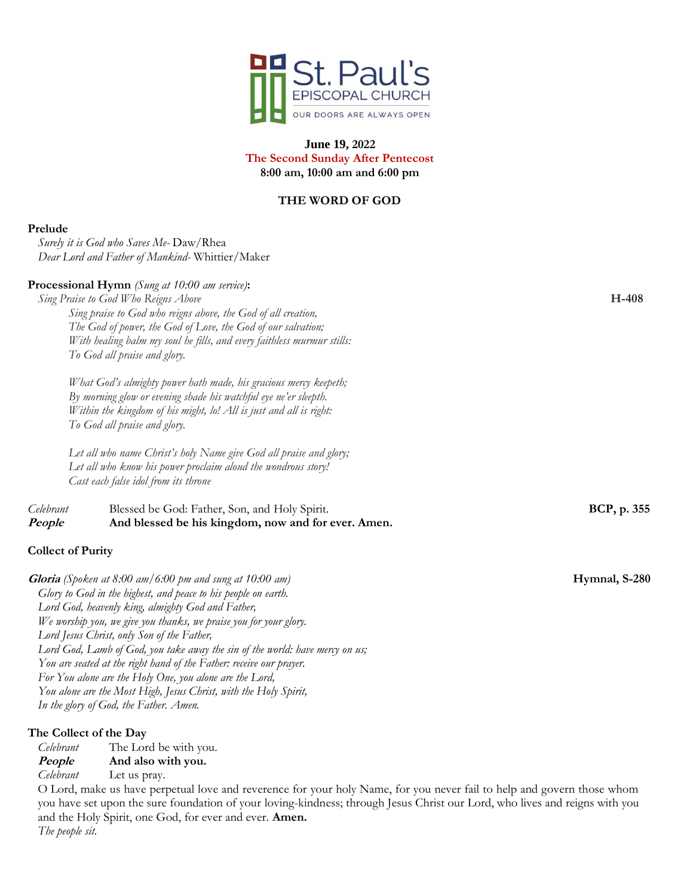St. Paul's
EPISCOPAL CHURCH
OUR DOORS ARE ALWAYS OPEN

**June 19, 2022**
**The Second Sunday After Pentecost**
**8:00 am, 10:00 am and 6:00 pm**

## THE WORD OF GOD

**Prelude**

*Surely it is God who Saves Me-* Daw/Rhea
*Dear Lord and Father of Mankind-* Whittier/Maker

**Processional Hymn** *(Sung at 10:00 am service)***:**

*Sing Praise to God Who Reigns Above* **H-408**

*Sing praise to God who reigns above, the God of all creation,*
*The God of power, the God of Love, the God of our salvation;*
*With healing balm my soul he fills, and every faithless murmur stills:*
*To God all praise and glory.*

*What God's almighty power hath made, his gracious mercy keepeth;*
*By morning glow or evening shade his watchful eye ne'er sleepth.*
*Within the kingdom of his might, lo! All is just and all is right:*
*To God all praise and glory.*

*Let all who name Christ's holy Name give God all praise and glory;*
*Let all who know his power proclaim aloud the wondrous story!*
*Cast each false idol from its throne*

*Celebrant* Blessed be God: Father, Son, and Holy Spirit. **BCP, p. 355**
***People*** **And blessed be his kingdom, now and for ever. Amen.**

**Collect of Purity**

***Gloria*** *(Spoken at 8:00 am/6:00 pm and sung at 10:00 am)* **Hymnal, S-280**

*Glory to God in the highest, and peace to his people on earth.*
*Lord God, heavenly king, almighty God and Father,*
*We worship you, we give you thanks, we praise you for your glory.*
*Lord Jesus Christ, only Son of the Father,*
*Lord God, Lamb of God, you take away the sin of the world: have mercy on us;*
*You are seated at the right hand of the Father: receive our prayer.*
*For You alone are the Holy One, you alone are the Lord,*
*You alone are the Most High, Jesus Christ, with the Holy Spirit,*
*In the glory of God, the Father. Amen.*

**The Collect of the Day**

*Celebrant* The Lord be with you.
***People*** **And also with you.**
*Celebrant* Let us pray.

O Lord, make us have perpetual love and reverence for your holy Name, for you never fail to help and govern those whom you have set upon the sure foundation of your loving-kindness; through Jesus Christ our Lord, who lives and reigns with you and the Holy Spirit, one God, for ever and ever. **Amen.**

*The people sit.*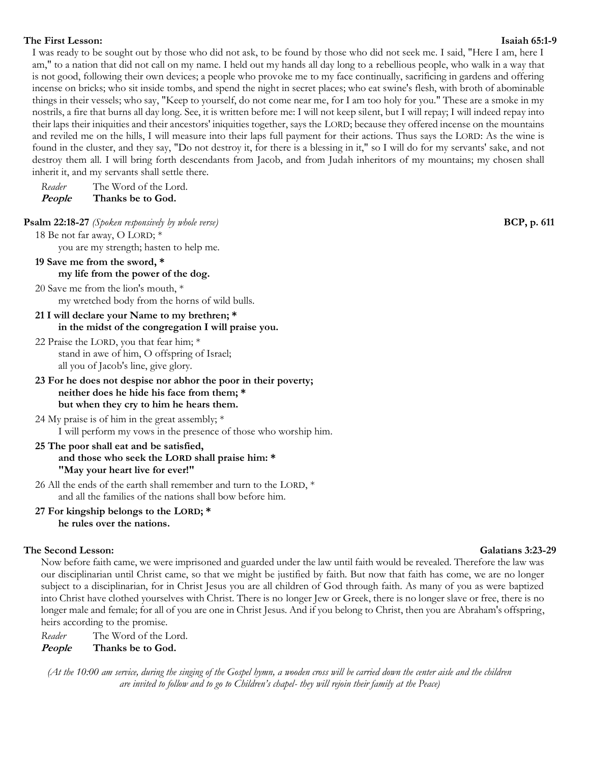**The First Lesson:** **Isaiah 65:1-9**

I was ready to be sought out by those who did not ask, to be found by those who did not seek me. I said, "Here I am, here I am," to a nation that did not call on my name. I held out my hands all day long to a rebellious people, who walk in a way that is not good, following their own devices; a people who provoke me to my face continually, sacrificing in gardens and offering incense on bricks; who sit inside tombs, and spend the night in secret places; who eat swine's flesh, with broth of abominable things in their vessels; who say, "Keep to yourself, do not come near me, for I am too holy for you." These are a smoke in my nostrils, a fire that burns all day long. See, it is written before me: I will not keep silent, but I will repay; I will indeed repay into their laps their iniquities and their ancestors' iniquities together, says the LORD; because they offered incense on the mountains and reviled me on the hills, I will measure into their laps full payment for their actions. Thus says the LORD: As the wine is found in the cluster, and they say, "Do not destroy it, for there is a blessing in it," so I will do for my servants' sake, and not destroy them all. I will bring forth descendants from Jacob, and from Judah inheritors of my mountains; my chosen shall inherit it, and my servants shall settle there.

*Reader* The Word of the Lord.
***People*** **Thanks be to God.**

**Psalm 22:18-27** *(Spoken responsively by whole verse)* **BCP, p. 611**

18 Be not far away, O LORD; *
you are my strength; hasten to help me.

**19 Save me from the sword, *
my life from the power of the dog.**

20 Save me from the lion's mouth, *
my wretched body from the horns of wild bulls.

**21 I will declare your Name to my brethren; *
in the midst of the congregation I will praise you.**

22 Praise the LORD, you that fear him; *
stand in awe of him, O offspring of Israel;
all you of Jacob's line, give glory.

**23 For he does not despise nor abhor the poor in their poverty;
neither does he hide his face from them; *
but when they cry to him he hears them.**

24 My praise is of him in the great assembly; *
I will perform my vows in the presence of those who worship him.

**25 The poor shall eat and be satisfied,
and those who seek the LORD shall praise him: *
"May your heart live for ever!"**

26 All the ends of the earth shall remember and turn to the LORD, *
and all the families of the nations shall bow before him.

**27 For kingship belongs to the LORD; *
he rules over the nations.**

**The Second Lesson:** **Galatians 3:23-29**

Now before faith came, we were imprisoned and guarded under the law until faith would be revealed. Therefore the law was our disciplinarian until Christ came, so that we might be justified by faith. But now that faith has come, we are no longer subject to a disciplinarian, for in Christ Jesus you are all children of God through faith. As many of you as were baptized into Christ have clothed yourselves with Christ. There is no longer Jew or Greek, there is no longer slave or free, there is no longer male and female; for all of you are one in Christ Jesus. And if you belong to Christ, then you are Abraham's offspring, heirs according to the promise.

*Reader* The Word of the Lord.
***People*** **Thanks be to God.**

*(At the 10:00 am service, during the singing of the Gospel hymn, a wooden cross will be carried down the center aisle and the children are invited to follow and to go to Children's chapel- they will rejoin their family at the Peace)*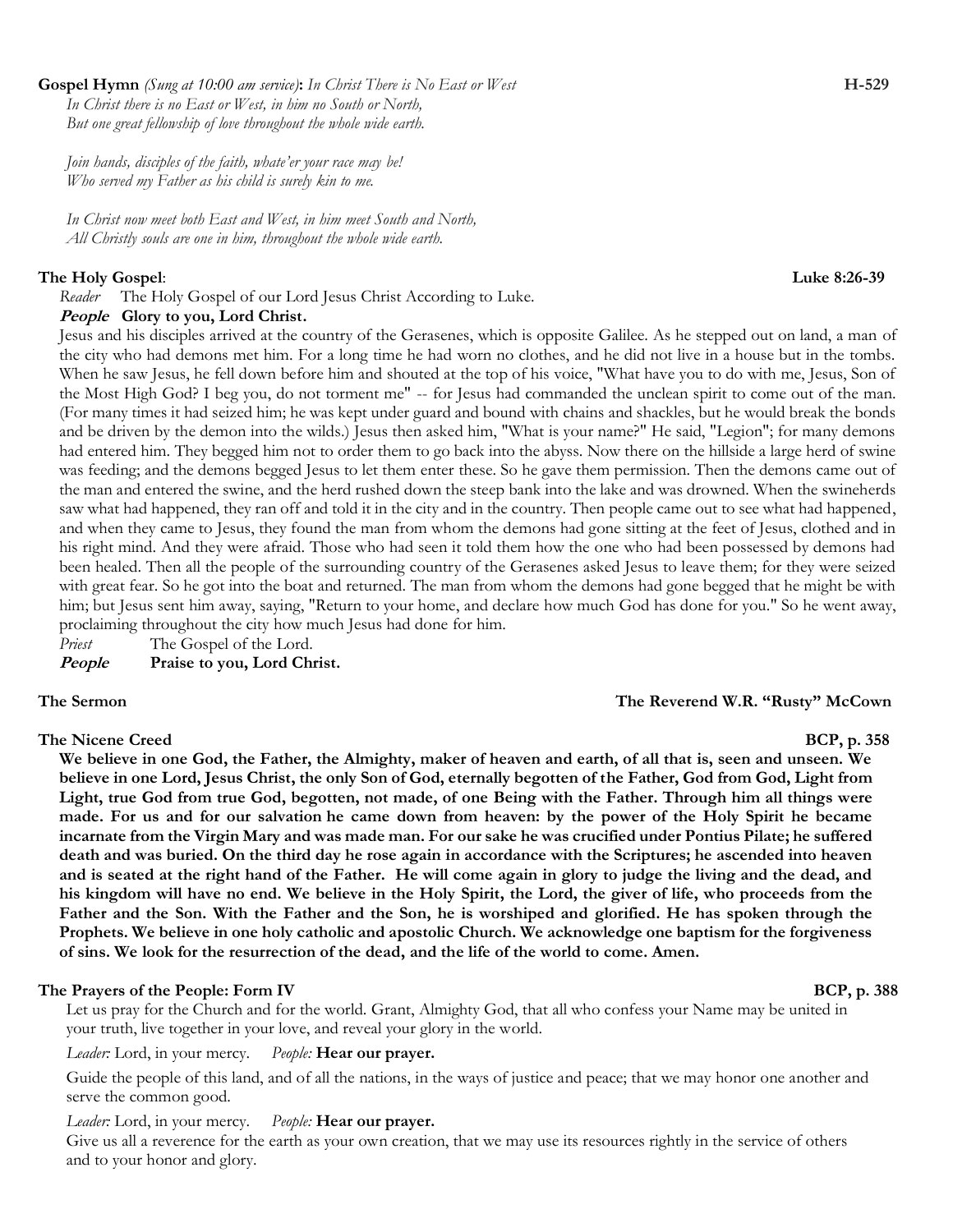**Gospel Hymn** *(Sung at 10:00 am service)*: *In Christ There is No East or West* **H-529**

*In Christ there is no East or West, in him no South or North,*
*But one great fellowship of love throughout the whole wide earth.*

*Join hands, disciples of the faith, whate'er your race may be!*
*Who served my Father as his child is surely kin to me.*

*In Christ now meet both East and West, in him meet South and North,*
*All Christly souls are one in him, throughout the whole wide earth.*

**The Holy Gospel**: **Luke 8:26-39**

*Reader* The Holy Gospel of our Lord Jesus Christ According to Luke.

***People*** **Glory to you, Lord Christ.**

Jesus and his disciples arrived at the country of the Gerasenes, which is opposite Galilee. As he stepped out on land, a man of the city who had demons met him. For a long time he had worn no clothes, and he did not live in a house but in the tombs. When he saw Jesus, he fell down before him and shouted at the top of his voice, "What have you to do with me, Jesus, Son of the Most High God? I beg you, do not torment me" -- for Jesus had commanded the unclean spirit to come out of the man. (For many times it had seized him; he was kept under guard and bound with chains and shackles, but he would break the bonds and be driven by the demon into the wilds.) Jesus then asked him, "What is your name?" He said, "Legion"; for many demons had entered him. They begged him not to order them to go back into the abyss. Now there on the hillside a large herd of swine was feeding; and the demons begged Jesus to let them enter these. So he gave them permission. Then the demons came out of the man and entered the swine, and the herd rushed down the steep bank into the lake and was drowned. When the swineherds saw what had happened, they ran off and told it in the city and in the country. Then people came out to see what had happened, and when they came to Jesus, they found the man from whom the demons had gone sitting at the feet of Jesus, clothed and in his right mind. And they were afraid. Those who had seen it told them how the one who had been possessed by demons had been healed. Then all the people of the surrounding country of the Gerasenes asked Jesus to leave them; for they were seized with great fear. So he got into the boat and returned. The man from whom the demons had gone begged that he might be with him; but Jesus sent him away, saying, "Return to your home, and declare how much God has done for you." So he went away, proclaiming throughout the city how much Jesus had done for him.

*Priest* The Gospel of the Lord.

***People*** **Praise to you, Lord Christ.**

**The Sermon** **The Reverend W.R. "Rusty" McCown**

**The Nicene Creed** **BCP, p. 358**

**We believe in one God, the Father, the Almighty, maker of heaven and earth, of all that is, seen and unseen. We believe in one Lord, Jesus Christ, the only Son of God, eternally begotten of the Father, God from God, Light from Light, true God from true God, begotten, not made, of one Being with the Father. Through him all things were made. For us and for our salvation he came down from heaven: by the power of the Holy Spirit he became incarnate from the Virgin Mary and was made man. For our sake he was crucified under Pontius Pilate; he suffered death and was buried. On the third day he rose again in accordance with the Scriptures; he ascended into heaven and is seated at the right hand of the Father. He will come again in glory to judge the living and the dead, and his kingdom will have no end. We believe in the Holy Spirit, the Lord, the giver of life, who proceeds from the Father and the Son. With the Father and the Son, he is worshiped and glorified. He has spoken through the Prophets. We believe in one holy catholic and apostolic Church. We acknowledge one baptism for the forgiveness of sins. We look for the resurrection of the dead, and the life of the world to come. Amen.**

**The Prayers of the People: Form IV** **BCP, p. 388**

Let us pray for the Church and for the world. Grant, Almighty God, that all who confess your Name may be united in your truth, live together in your love, and reveal your glory in the world.

*Leader:* Lord, in your mercy. *People:* **Hear our prayer.**

Guide the people of this land, and of all the nations, in the ways of justice and peace; that we may honor one another and serve the common good.

*Leader:* Lord, in your mercy. *People:* **Hear our prayer.**

Give us all a reverence for the earth as your own creation, that we may use its resources rightly in the service of others and to your honor and glory.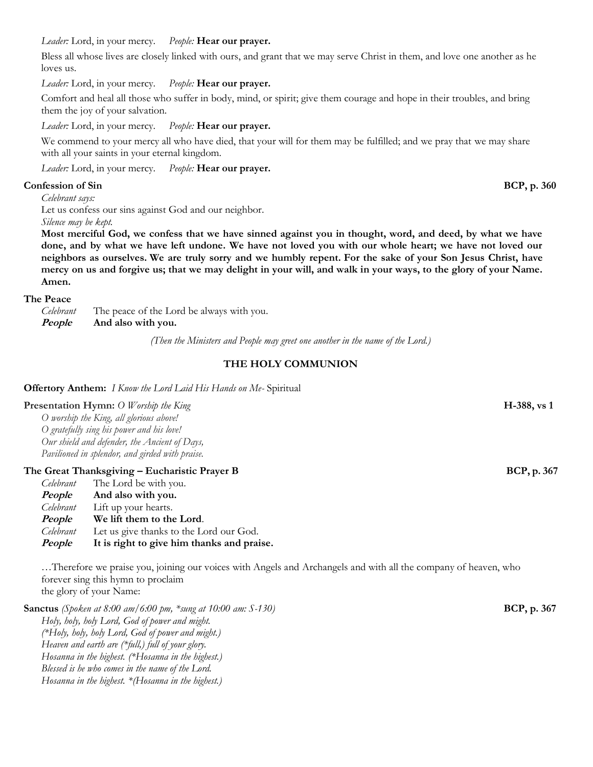*Leader:* Lord, in your mercy. *People:* **Hear our prayer.**

Bless all whose lives are closely linked with ours, and grant that we may serve Christ in them, and love one another as he loves us.

*Leader:* Lord, in your mercy. *People:* **Hear our prayer.**

Comfort and heal all those who suffer in body, mind, or spirit; give them courage and hope in their troubles, and bring them the joy of your salvation.

*Leader:* Lord, in your mercy. *People:* **Hear our prayer.**

We commend to your mercy all who have died, that your will for them may be fulfilled; and we pray that we may share with all your saints in your eternal kingdom.

*Leader:* Lord, in your mercy. *People:* **Hear our prayer.**

**Confession of Sin** **BCP, p. 360**

*Celebrant says:*

Let us confess our sins against God and our neighbor.

*Silence may be kept.*

**Most merciful God, we confess that we have sinned against you in thought, word, and deed, by what we have done, and by what we have left undone. We have not loved you with our whole heart; we have not loved our neighbors as ourselves. We are truly sorry and we humbly repent. For the sake of your Son Jesus Christ, have mercy on us and forgive us; that we may delight in your will, and walk in your ways, to the glory of your Name. Amen.**

**The Peace**

*Celebrant* The peace of the Lord be always with you.
***People*** **And also with you.**

*(Then the Ministers and People may greet one another in the name of the Lord.)*

## THE HOLY COMMUNION

**Offertory Anthem:** *I Know the Lord Laid His Hands on Me*- Spiritual

**Presentation Hymn:** *O Worship the King* **H-388, vs 1**

*O worship the King, all glorious above!*
*O gratefully sing his power and his love!*
*Our shield and defender, the Ancient of Days,*
*Pavilioned in splendor, and girded with praise.*

**The Great Thanksgiving – Eucharistic Prayer B** **BCP, p. 367**

*Celebrant* The Lord be with you.
***People*** **And also with you.**
*Celebrant* Lift up your hearts.
***People*** **We lift them to the Lord**.
*Celebrant* Let us give thanks to the Lord our God.
***People*** **It is right to give him thanks and praise.**

…Therefore we praise you, joining our voices with Angels and Archangels and with all the company of heaven, who forever sing this hymn to proclaim
the glory of your Name:

**Sanctus** *(Spoken at 8:00 am/6:00 pm, *sung at 10:00 am: S-130)* **BCP, p. 367**

*Holy, holy, holy Lord, God of power and might.*
*(*Holy, holy, holy Lord, God of power and might.)*
*Heaven and earth are (*full,) full of your glory.*
*Hosanna in the highest. (*Hosanna in the highest.)*
*Blessed is he who comes in the name of the Lord.*
*Hosanna in the highest. *(Hosanna in the highest.)*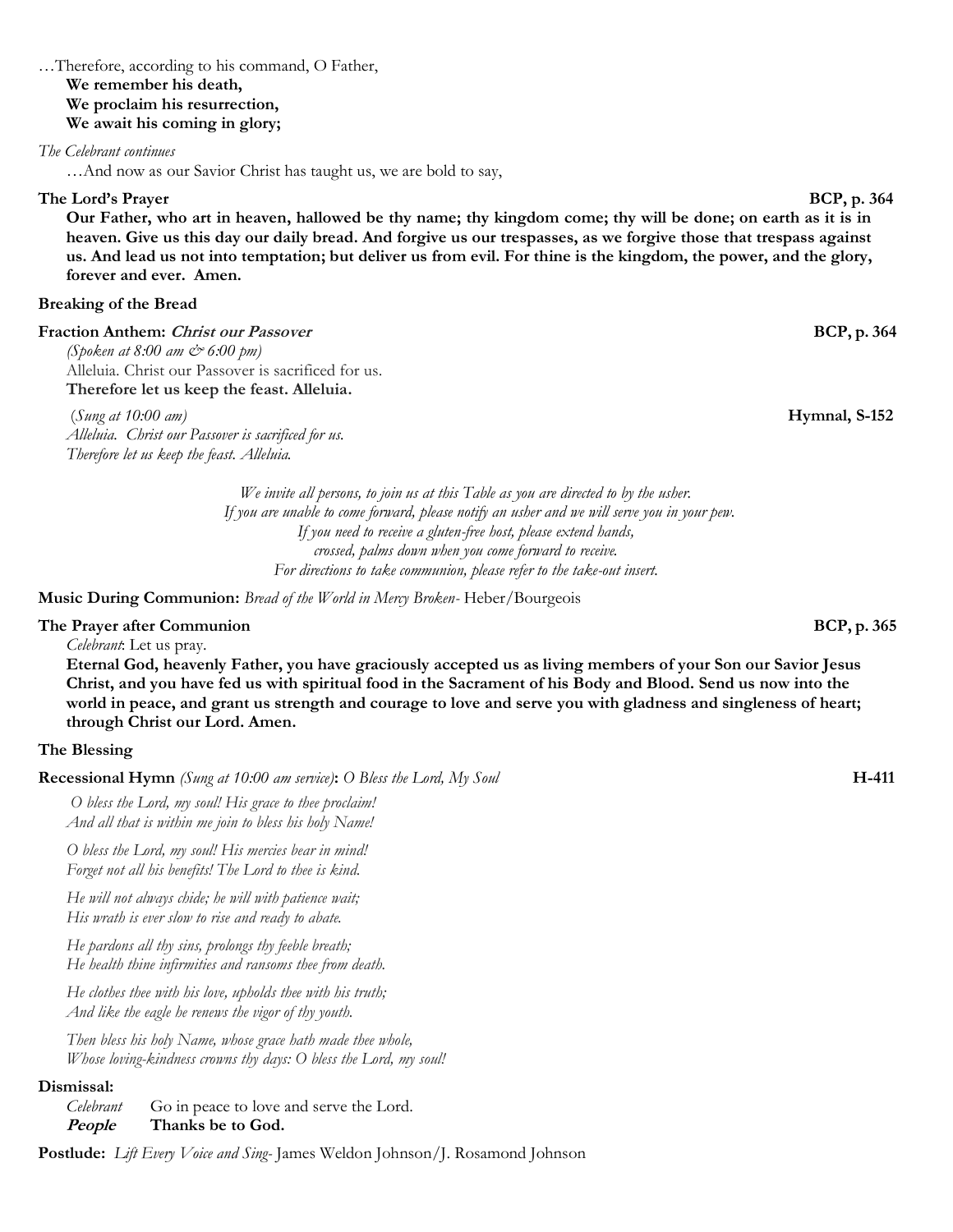…Therefore, according to his command, O Father,
**We remember his death,**
**We proclaim his resurrection,**
**We await his coming in glory;**

*The Celebrant continues*

…And now as our Savior Christ has taught us, we are bold to say,

**The Lord's Prayer** **BCP, p. 364**

**Our Father, who art in heaven, hallowed be thy name; thy kingdom come; thy will be done; on earth as it is in heaven. Give us this day our daily bread. And forgive us our trespasses, as we forgive those that trespass against us. And lead us not into temptation; but deliver us from evil. For thine is the kingdom, the power, and the glory, forever and ever. Amen.**

**Breaking of the Bread**

**Fraction Anthem: *Christ our Passover*** **BCP, p. 364**

*(Spoken at 8:00 am & 6:00 pm)*
Alleluia. Christ our Passover is sacrificed for us.
**Therefore let us keep the feast. Alleluia.**

*(Sung at 10:00 am)* **Hymnal, S-152**
*Alleluia. Christ our Passover is sacrificed for us.*
*Therefore let us keep the feast. Alleluia.*

*We invite all persons, to join us at this Table as you are directed to by the usher.*
*If you are unable to come forward, please notify an usher and we will serve you in your pew.*
*If you need to receive a gluten-free host, please extend hands,*
*crossed, palms down when you come forward to receive.*
*For directions to take communion, please refer to the take-out insert.*

**Music During Communion:** *Bread of the World in Mercy Broken-* Heber/Bourgeois

**The Prayer after Communion** **BCP, p. 365**

*Celebrant*: Let us pray.

**Eternal God, heavenly Father, you have graciously accepted us as living members of your Son our Savior Jesus Christ, and you have fed us with spiritual food in the Sacrament of his Body and Blood. Send us now into the world in peace, and grant us strength and courage to love and serve you with gladness and singleness of heart; through Christ our Lord. Amen.**

**The Blessing**

**Recessional Hymn** *(Sung at 10:00 am service)***:** *O Bless the Lord, My Soul* **H-411**

*O bless the Lord, my soul! His grace to thee proclaim!*
*And all that is within me join to bless his holy Name!*

*O bless the Lord, my soul! His mercies bear in mind!*
*Forget not all his benefits! The Lord to thee is kind.*

*He will not always chide; he will with patience wait;*
*His wrath is ever slow to rise and ready to abate.*

*He pardons all thy sins, prolongs thy feeble breath;*
*He health thine infirmities and ransoms thee from death.*

*He clothes thee with his love, upholds thee with his truth;*
*And like the eagle he renews the vigor of thy youth.*

*Then bless his holy Name, whose grace hath made thee whole,*
*Whose loving-kindness crowns thy days: O bless the Lord, my soul!*

**Dismissal:**

*Celebrant* Go in peace to love and serve the Lord.
***People*** **Thanks be to God.**

**Postlude:** *Lift Every Voice and Sing-* James Weldon Johnson/J. Rosamond Johnson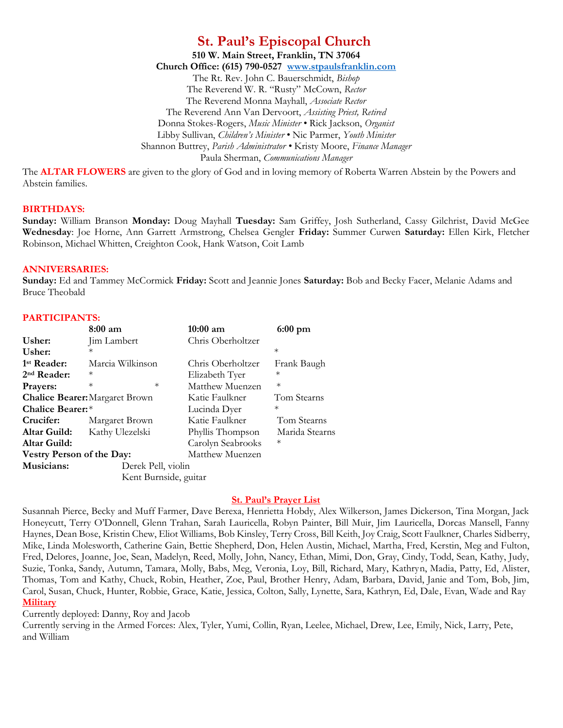# St. Paul's Episcopal Church

**510 W. Main Street, Franklin, TN 37064**
**Church Office: (615) 790-0527 [www.stpaulsfranklin.com](http://www.stpaulsfranklin.com)**

The Rt. Rev. John C. Bauerschmidt, *Bishop*
The Reverend W. R. "Rusty" McCown, *Rector*
The Reverend Monna Mayhall, *Associate Rector*
The Reverend Ann Van Dervoort, *Assisting Priest, Retired*
Donna Stokes-Rogers, *Music Minister* • Rick Jackson, *Organist*
Libby Sullivan, *Children's Minister* • Nic Parmer, *Youth Minister*
Shannon Buttrey, *Parish Administrator* • Kristy Moore, *Finance Manager*
Paula Sherman, *Communications Manager*

The **ALTAR FLOWERS** are given to the glory of God and in loving memory of Roberta Warren Abstein by the Powers and Abstein families.

## BIRTHDAYS:

**Sunday:** William Branson **Monday:** Doug Mayhall **Tuesday:** Sam Griffey, Josh Sutherland, Cassy Gilchrist, David McGee **Wednesday**: Joe Horne, Ann Garrett Armstrong, Chelsea Gengler **Friday:** Summer Curwen **Saturday:** Ellen Kirk, Fletcher Robinson, Michael Whitten, Creighton Cook, Hank Watson, Coit Lamb

## ANNIVERSARIES:

**Sunday:** Ed and Tammey McCormick **Friday:** Scott and Jeannie Jones **Saturday:** Bob and Becky Facer, Melanie Adams and Bruce Theobald

## PARTICIPANTS:

| | 8:00 am | 10:00 am | 6:00 pm |
|---|---|---|---|
| **Usher:** | Jim Lambert | Chris Oberholtzer | |
| **Usher:** | * | | * |
| **1st Reader:** | Marcia Wilkinson | Chris Oberholtzer | Frank Baugh |
| **2nd Reader:** | * | Elizabeth Tyer | * |
| **Prayers:** | * * | Matthew Muenzen | * |
| **Chalice Bearer:** | Margaret Brown | Katie Faulkner | Tom Stearns |
| **Chalice Bearer:** | * | Lucinda Dyer | * |
| **Crucifer:** | Margaret Brown | Katie Faulkner | Tom Stearns |
| **Altar Guild:** | Kathy Ulezelski | Phyllis Thompson | Marida Stearns |
| **Altar Guild:** | | Carolyn Seabrooks | * |
| **Vestry Person of the Day:** | | Matthew Muenzen | |
| **Musicians:** | Derek Pell, violin | | |
| | Kent Burnside, guitar | | |

## St. Paul's Prayer List

Susannah Pierce, Becky and Muff Farmer, Dave Berexa, Henrietta Hobdy, Alex Wilkerson, James Dickerson, Tina Morgan, Jack Honeycutt, Terry O'Donnell, Glenn Trahan, Sarah Lauricella, Robyn Painter, Bill Muir, Jim Lauricella, Dorcas Mansell, Fanny Haynes, Dean Bose, Kristin Chew, Eliot Williams, Bob Kinsley, Terry Cross, Bill Keith, Joy Craig, Scott Faulkner, Charles Sidberry, Mike, Linda Molesworth, Catherine Gain, Bettie Shepherd, Don, Helen Austin, Michael, Martha, Fred, Kerstin, Meg and Fulton, Fred, Delores, Joanne, Joe, Sean, Madelyn, Reed, Molly, John, Nancy, Ethan, Mimi, Don, Gray, Cindy, Todd, Sean, Kathy, Judy, Suzie, Tonka, Sandy, Autumn, Tamara, Molly, Babs, Meg, Veronia, Loy, Bill, Richard, Mary, Kathryn, Madia, Patty, Ed, Alister, Thomas, Tom and Kathy, Chuck, Robin, Heather, Zoe, Paul, Brother Henry, Adam, Barbara, David, Janie and Tom, Bob, Jim, Carol, Susan, Chuck, Hunter, Robbie, Grace, Katie, Jessica, Colton, Sally, Lynette, Sara, Kathryn, Ed, Dale, Evan, Wade and Ray

### Military

Currently deployed: Danny, Roy and Jacob

Currently serving in the Armed Forces: Alex, Tyler, Yumi, Collin, Ryan, Leelee, Michael, Drew, Lee, Emily, Nick, Larry, Pete, and William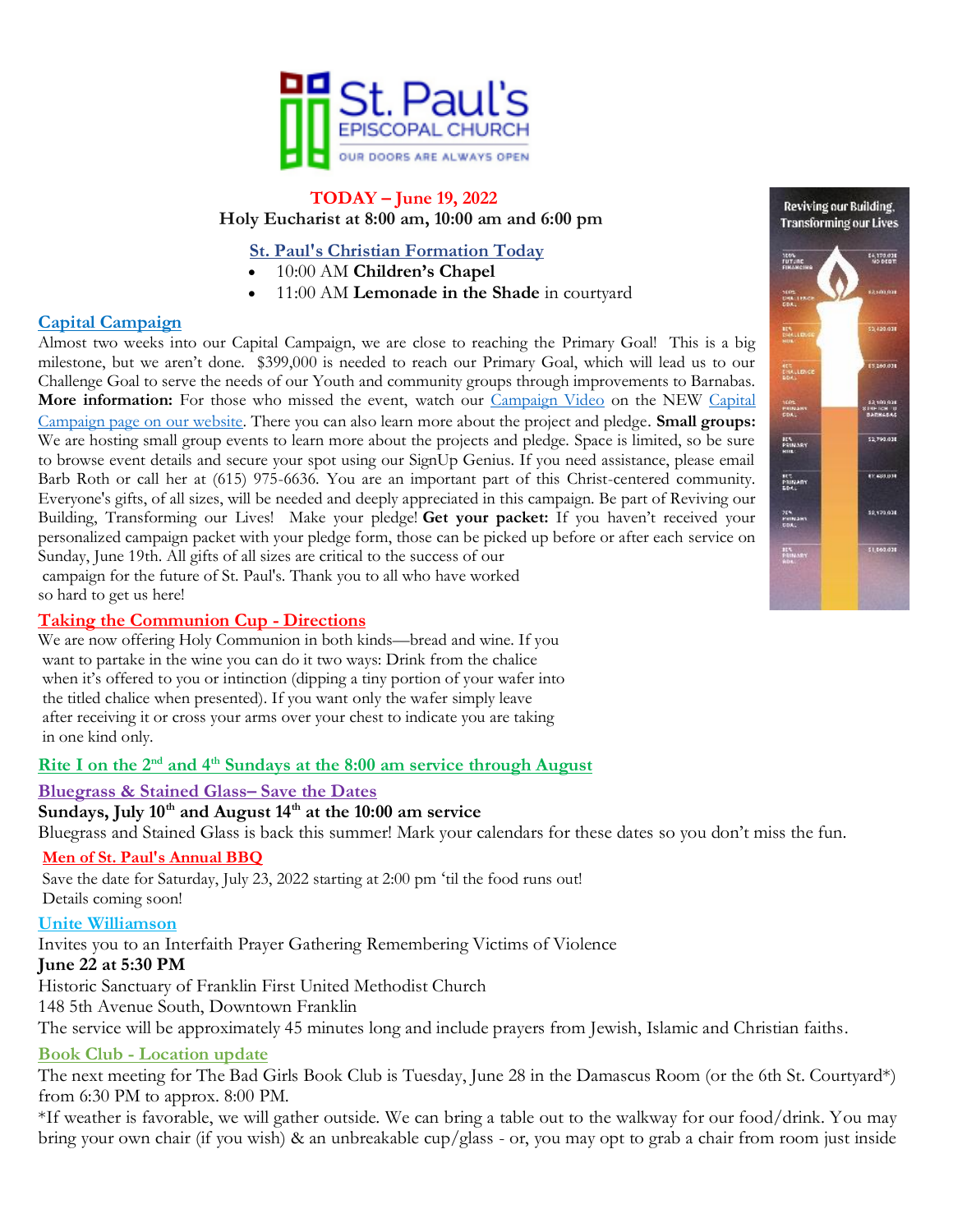St. Paul's EPISCOPAL CHURCH
OUR DOORS ARE ALWAYS OPEN

**TODAY – June 19, 2022**
**Holy Eucharist at 8:00 am, 10:00 am and 6:00 pm**

**St. Paul's Christian Formation Today**

- 10:00 AM **Children's Chapel**
- 11:00 AM **Lemonade in the Shade** in courtyard

## Capital Campaign

Almost two weeks into our Capital Campaign, we are close to reaching the Primary Goal! This is a big milestone, but we aren't done. $399,000 is needed to reach our Primary Goal, which will lead us to our Challenge Goal to serve the needs of our Youth and community groups through improvements to Barnabas. **More information:** For those who missed the event, watch our Campaign Video on the NEW Capital Campaign page on our website. There you can also learn more about the project and pledge. **Small groups:** We are hosting small group events to learn more about the projects and pledge. Space is limited, so be sure to browse event details and secure your spot using our SignUp Genius. If you need assistance, please email Barb Roth or call her at (615) 975-6636. You are an important part of this Christ-centered community. Everyone's gifts, of all sizes, will be needed and deeply appreciated in this campaign. Be part of Reviving our Building, Transforming our Lives! Make your pledge! **Get your packet:** If you haven't received your personalized campaign packet with your pledge form, those can be picked up before or after each service on Sunday, June 19th. All gifts of all sizes are critical to the success of our campaign for the future of St. Paul's. Thank you to all who have worked so hard to get us here!

Reviving our Building, Transforming our Lives

## Taking the Communion Cup - Directions

We are now offering Holy Communion in both kinds—bread and wine. If you want to partake in the wine you can do it two ways: Drink from the chalice when it's offered to you or intinction (dipping a tiny portion of your wafer into the titled chalice when presented). If you want only the wafer simply leave after receiving it or cross your arms over your chest to indicate you are taking in one kind only.

## Rite I on the 2nd and 4th Sundays at the 8:00 am service through August

## Bluegrass & Stained Glass– Save the Dates

**Sundays, July 10th and August 14th at the 10:00 am service**

Bluegrass and Stained Glass is back this summer! Mark your calendars for these dates so you don't miss the fun.

## Men of St. Paul's Annual BBQ

Save the date for Saturday, July 23, 2022 starting at 2:00 pm 'til the food runs out!
Details coming soon!

## Unite Williamson

Invites you to an Interfaith Prayer Gathering Remembering Victims of Violence

**June 22 at 5:30 PM**

Historic Sanctuary of Franklin First United Methodist Church
148 5th Avenue South, Downtown Franklin
The service will be approximately 45 minutes long and include prayers from Jewish, Islamic and Christian faiths.

## Book Club - Location update

The next meeting for The Bad Girls Book Club is Tuesday, June 28 in the Damascus Room (or the 6th St. Courtyard*) from 6:30 PM to approx. 8:00 PM.

*If weather is favorable, we will gather outside. We can bring a table out to the walkway for our food/drink. You may bring your own chair (if you wish) & an unbreakable cup/glass - or, you may opt to grab a chair from room just inside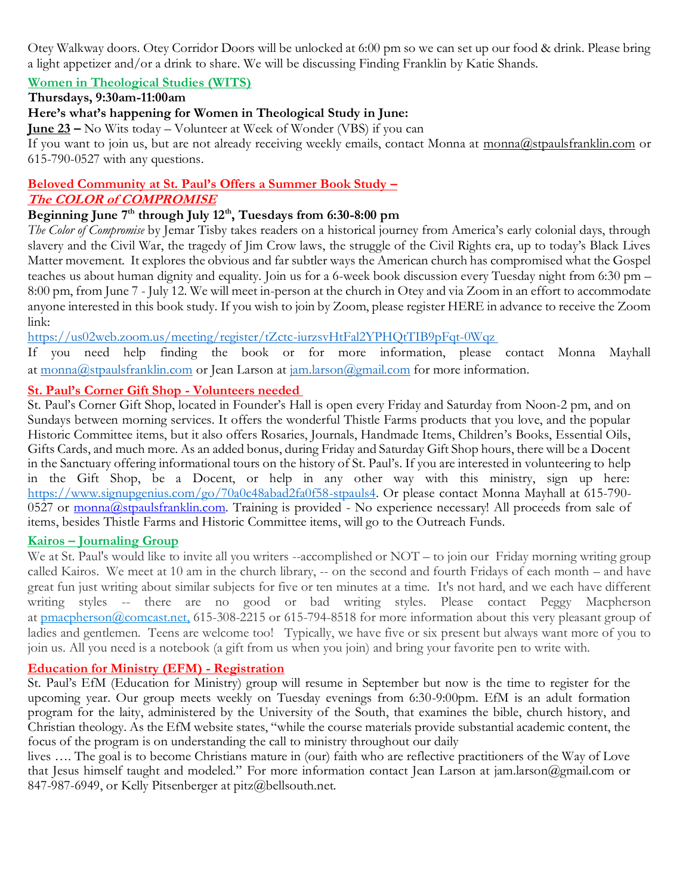Otey Walkway doors. Otey Corridor Doors will be unlocked at 6:00 pm so we can set up our food & drink. Please bring a light appetizer and/or a drink to share. We will be discussing Finding Franklin by Katie Shands.

## Women in Theological Studies (WITS)

**Thursdays, 9:30am-11:00am**

**Here's what's happening for Women in Theological Study in June:**

**June 23 –** No Wits today – Volunteer at Week of Wonder (VBS) if you can

If you want to join us, but are not already receiving weekly emails, contact Monna at monna@stpaulsfranklin.com or 615-790-0527 with any questions.

## Beloved Community at St. Paul's Offers a Summer Book Study – *The COLOR of COMPROMISE*

**Beginning June 7th through July 12th, Tuesdays from 6:30-8:00 pm**

*The Color of Compromise* by Jemar Tisby takes readers on a historical journey from America's early colonial days, through slavery and the Civil War, the tragedy of Jim Crow laws, the struggle of the Civil Rights era, up to today's Black Lives Matter movement. It explores the obvious and far subtler ways the American church has compromised what the Gospel teaches us about human dignity and equality. Join us for a 6-week book discussion every Tuesday night from 6:30 pm – 8:00 pm, from June 7 - July 12. We will meet in-person at the church in Otey and via Zoom in an effort to accommodate anyone interested in this book study. If you wish to join by Zoom, please register HERE in advance to receive the Zoom link:

https://us02web.zoom.us/meeting/register/tZctc-iurzsvHtFal2YPHQtTIB9pFqt-0Wqz

If you need help finding the book or for more information, please contact Monna Mayhall at monna@stpaulsfranklin.com or Jean Larson at jam.larson@gmail.com for more information.

## St. Paul's Corner Gift Shop - Volunteers needed

St. Paul's Corner Gift Shop, located in Founder's Hall is open every Friday and Saturday from Noon-2 pm, and on Sundays between morning services. It offers the wonderful Thistle Farms products that you love, and the popular Historic Committee items, but it also offers Rosaries, Journals, Handmade Items, Children's Books, Essential Oils, Gifts Cards, and much more. As an added bonus, during Friday and Saturday Gift Shop hours, there will be a Docent in the Sanctuary offering informational tours on the history of St. Paul's. If you are interested in volunteering to help in the Gift Shop, be a Docent, or help in any other way with this ministry, sign up here: https://www.signupgenius.com/go/70a0c48abad2fa0f58-stpauls4. Or please contact Monna Mayhall at 615-790-0527 or monna@stpaulsfranklin.com. Training is provided - No experience necessary! All proceeds from sale of items, besides Thistle Farms and Historic Committee items, will go to the Outreach Funds.

## Kairos – Journaling Group

We at St. Paul's would like to invite all you writers --accomplished or NOT – to join our Friday morning writing group called Kairos. We meet at 10 am in the church library, -- on the second and fourth Fridays of each month – and have great fun just writing about similar subjects for five or ten minutes at a time. It's not hard, and we each have different writing styles -- there are no good or bad writing styles. Please contact Peggy Macpherson at pmacpherson@comcast.net, 615-308-2215 or 615-794-8518 for more information about this very pleasant group of ladies and gentlemen. Teens are welcome too! Typically, we have five or six present but always want more of you to join us. All you need is a notebook (a gift from us when you join) and bring your favorite pen to write with.

## Education for Ministry (EFM) - Registration

St. Paul's EfM (Education for Ministry) group will resume in September but now is the time to register for the upcoming year. Our group meets weekly on Tuesday evenings from 6:30-9:00pm. EfM is an adult formation program for the laity, administered by the University of the South, that examines the bible, church history, and Christian theology. As the EfM website states, "while the course materials provide substantial academic content, the focus of the program is on understanding the call to ministry throughout our daily lives …. The goal is to become Christians mature in (our) faith who are reflective practitioners of the Way of Love that Jesus himself taught and modeled." For more information contact Jean Larson at jam.larson@gmail.com or 847-987-6949, or Kelly Pitsenberger at pitz@bellsouth.net.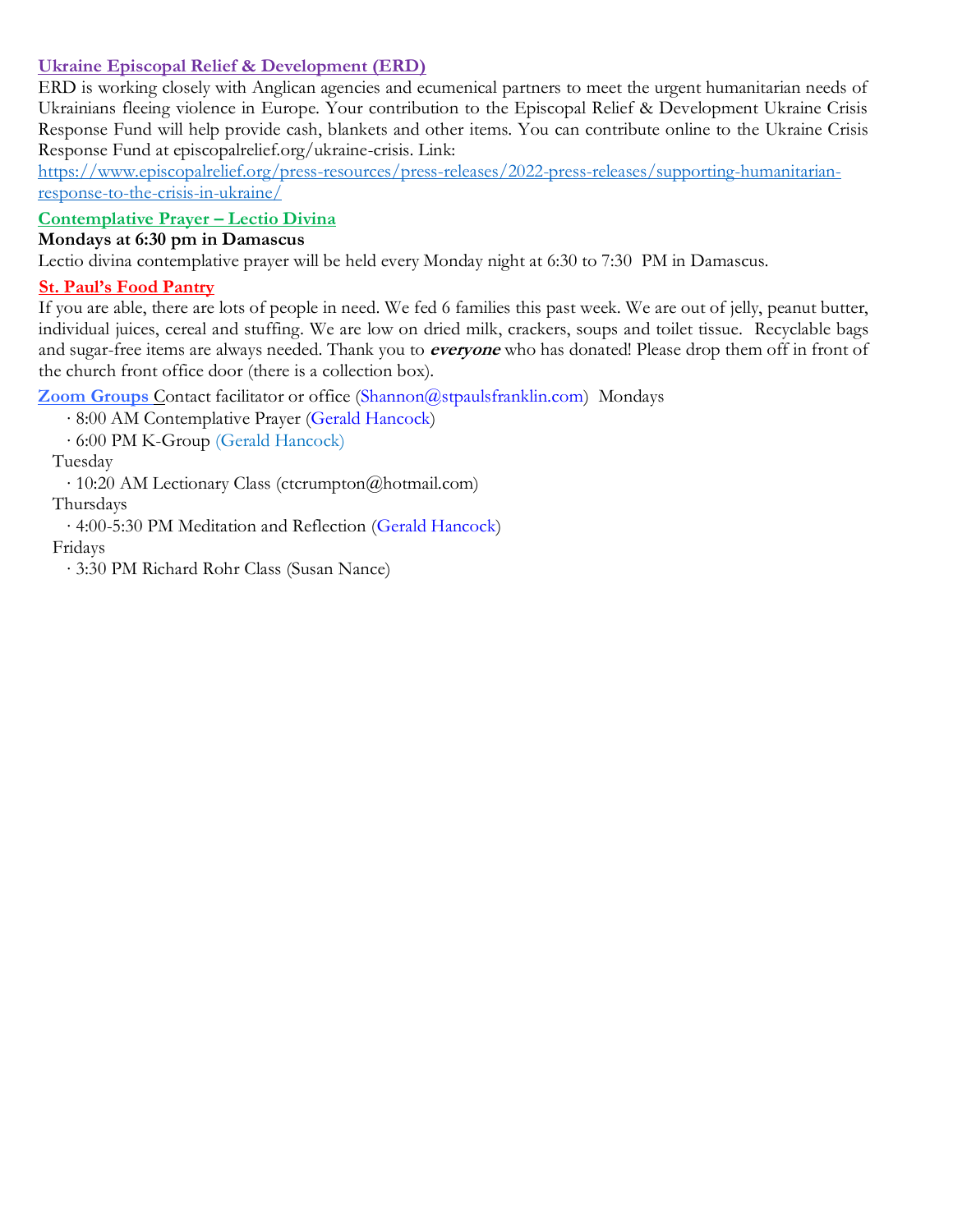### Ukraine Episcopal Relief & Development (ERD)

ERD is working closely with Anglican agencies and ecumenical partners to meet the urgent humanitarian needs of Ukrainians fleeing violence in Europe. Your contribution to the Episcopal Relief & Development Ukraine Crisis Response Fund will help provide cash, blankets and other items. You can contribute online to the Ukraine Crisis Response Fund at episcopalrelief.org/ukraine-crisis. Link: https://www.episcopalrelief.org/press-resources/press-releases/2022-press-releases/supporting-humanitarian-response-to-the-crisis-in-ukraine/

### Contemplative Prayer – Lectio Divina

**Mondays at 6:30 pm in Damascus**

Lectio divina contemplative prayer will be held every Monday night at 6:30 to 7:30 PM in Damascus.

### St. Paul's Food Pantry

If you are able, there are lots of people in need. We fed 6 families this past week. We are out of jelly, peanut butter, individual juices, cereal and stuffing. We are low on dried milk, crackers, soups and toilet tissue. Recyclable bags and sugar-free items are always needed. Thank you to ***everyone*** who has donated! Please drop them off in front of the church front office door (there is a collection box).

**Zoom Groups** Contact facilitator or office (Shannon@stpaulsfranklin.com) Mondays

- 8:00 AM Contemplative Prayer (Gerald Hancock)
- 6:00 PM K-Group (Gerald Hancock)

Tuesday

- 10:20 AM Lectionary Class (ctcrumpton@hotmail.com)

Thursdays

- 4:00-5:30 PM Meditation and Reflection (Gerald Hancock)

Fridays

- 3:30 PM Richard Rohr Class (Susan Nance)